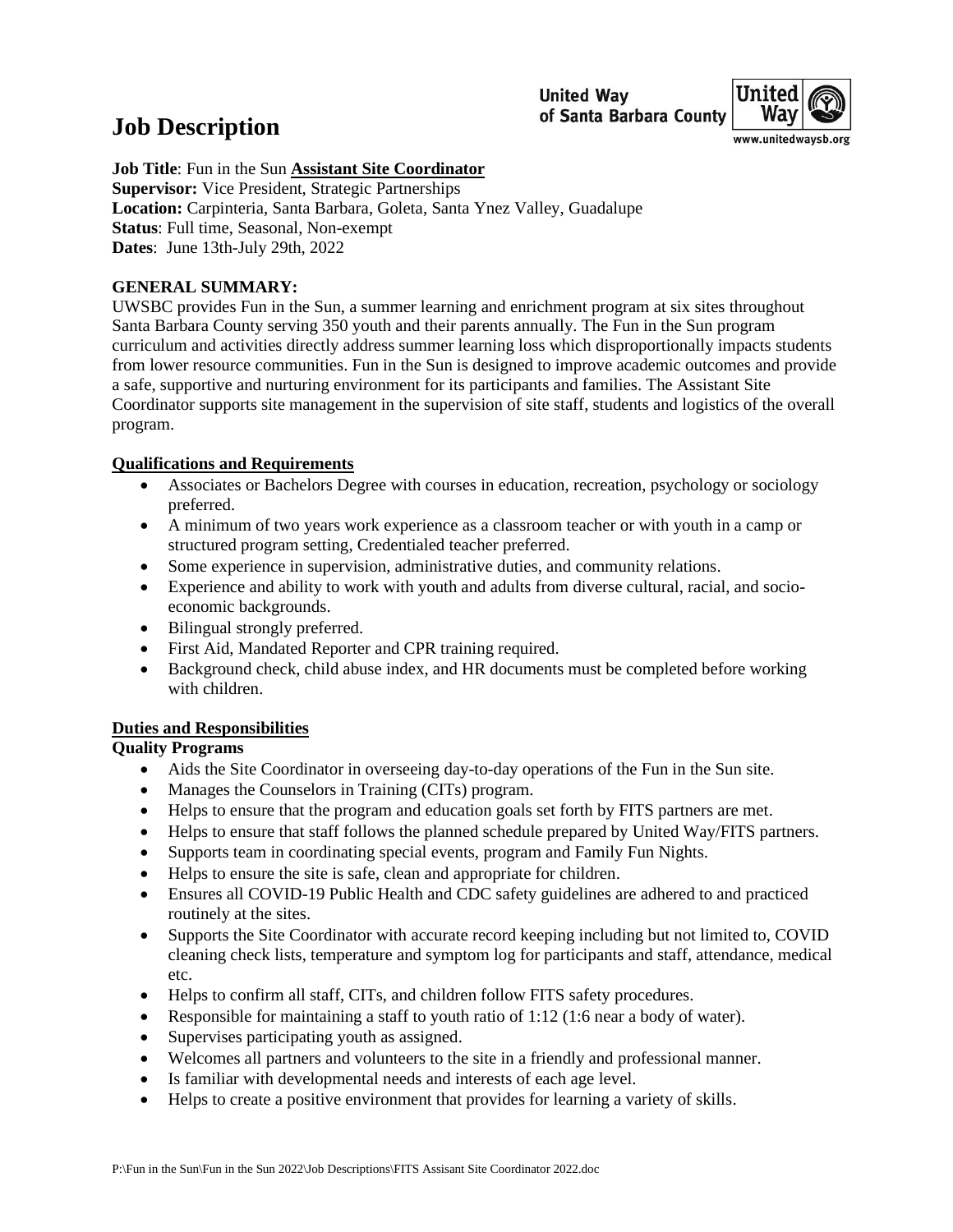# Job Description

United Way of Santa Barbara County

**Job Title**: Fun in the Sun **Assistant Site Coordinator**
**Supervisor:** Vice President, Strategic Partnerships
**Location:** Carpinteria, Santa Barbara, Goleta, Santa Ynez Valley, Guadalupe
**Status**: Full time, Seasonal, Non-exempt
**Dates**: June 13th-July 29th, 2022

**GENERAL SUMMARY:**
UWSBC provides Fun in the Sun, a summer learning and enrichment program at six sites throughout Santa Barbara County serving 350 youth and their parents annually. The Fun in the Sun program curriculum and activities directly address summer learning loss which disproportionally impacts students from lower resource communities. Fun in the Sun is designed to improve academic outcomes and provide a safe, supportive and nurturing environment for its participants and families. The Assistant Site Coordinator supports site management in the supervision of site staff, students and logistics of the overall program.

**Qualifications and Requirements**

- Associates or Bachelors Degree with courses in education, recreation, psychology or sociology preferred.
- A minimum of two years work experience as a classroom teacher or with youth in a camp or structured program setting, Credentialed teacher preferred.
- Some experience in supervision, administrative duties, and community relations.
- Experience and ability to work with youth and adults from diverse cultural, racial, and socio-economic backgrounds.
- Bilingual strongly preferred.
- First Aid, Mandated Reporter and CPR training required.
- Background check, child abuse index, and HR documents must be completed before working with children.

**Duties and Responsibilities**

**Quality Programs**

- Aids the Site Coordinator in overseeing day-to-day operations of the Fun in the Sun site.
- Manages the Counselors in Training (CITs) program.
- Helps to ensure that the program and education goals set forth by FITS partners are met.
- Helps to ensure that staff follows the planned schedule prepared by United Way/FITS partners.
- Supports team in coordinating special events, program and Family Fun Nights.
- Helps to ensure the site is safe, clean and appropriate for children.
- Ensures all COVID-19 Public Health and CDC safety guidelines are adhered to and practiced routinely at the sites.
- Supports the Site Coordinator with accurate record keeping including but not limited to, COVID cleaning check lists, temperature and symptom log for participants and staff, attendance, medical etc.
- Helps to confirm all staff, CITs, and children follow FITS safety procedures.
- Responsible for maintaining a staff to youth ratio of 1:12 (1:6 near a body of water).
- Supervises participating youth as assigned.
- Welcomes all partners and volunteers to the site in a friendly and professional manner.
- Is familiar with developmental needs and interests of each age level.
- Helps to create a positive environment that provides for learning a variety of skills.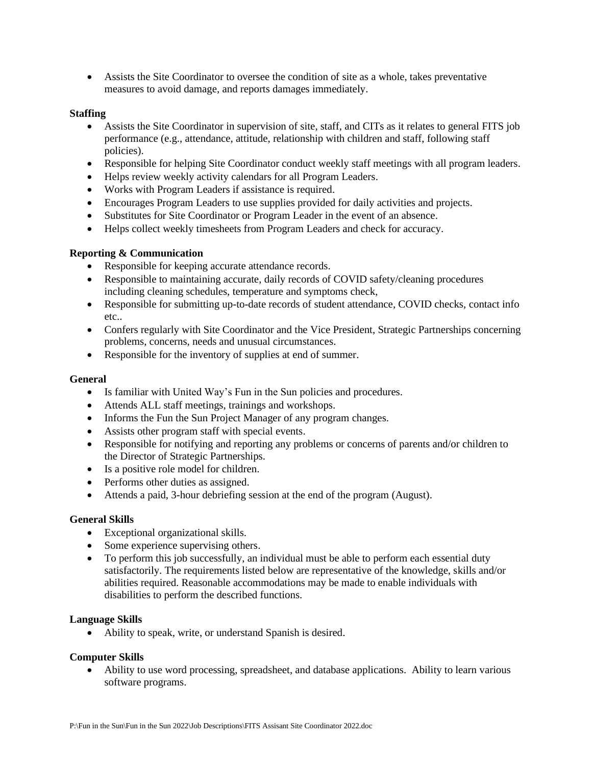- Assists the Site Coordinator to oversee the condition of site as a whole, takes preventative measures to avoid damage, and reports damages immediately.

**Staffing**

- Assists the Site Coordinator in supervision of site, staff, and CITs as it relates to general FITS job performance (e.g., attendance, attitude, relationship with children and staff, following staff policies).
- Responsible for helping Site Coordinator conduct weekly staff meetings with all program leaders.
- Helps review weekly activity calendars for all Program Leaders.
- Works with Program Leaders if assistance is required.
- Encourages Program Leaders to use supplies provided for daily activities and projects.
- Substitutes for Site Coordinator or Program Leader in the event of an absence.
- Helps collect weekly timesheets from Program Leaders and check for accuracy.

**Reporting & Communication**

- Responsible for keeping accurate attendance records.
- Responsible to maintaining accurate, daily records of COVID safety/cleaning procedures including cleaning schedules, temperature and symptoms check,
- Responsible for submitting up-to-date records of student attendance, COVID checks, contact info etc..
- Confers regularly with Site Coordinator and the Vice President, Strategic Partnerships concerning problems, concerns, needs and unusual circumstances.
- Responsible for the inventory of supplies at end of summer.

**General**

- Is familiar with United Way's Fun in the Sun policies and procedures.
- Attends ALL staff meetings, trainings and workshops.
- Informs the Fun the Sun Project Manager of any program changes.
- Assists other program staff with special events.
- Responsible for notifying and reporting any problems or concerns of parents and/or children to the Director of Strategic Partnerships.
- Is a positive role model for children.
- Performs other duties as assigned.
- Attends a paid, 3-hour debriefing session at the end of the program (August).

**General Skills**

- Exceptional organizational skills.
- Some experience supervising others.
- To perform this job successfully, an individual must be able to perform each essential duty satisfactorily. The requirements listed below are representative of the knowledge, skills and/or abilities required. Reasonable accommodations may be made to enable individuals with disabilities to perform the described functions.

**Language Skills**

- Ability to speak, write, or understand Spanish is desired.

**Computer Skills**

- Ability to use word processing, spreadsheet, and database applications. Ability to learn various software programs.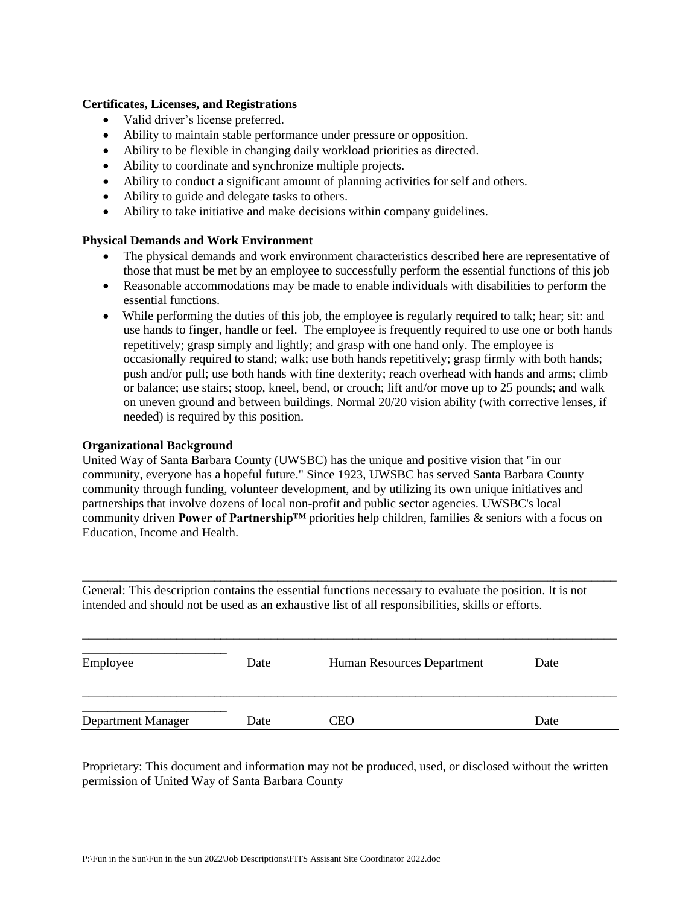**Certificates, Licenses, and Registrations**

- Valid driver's license preferred.
- Ability to maintain stable performance under pressure or opposition.
- Ability to be flexible in changing daily workload priorities as directed.
- Ability to coordinate and synchronize multiple projects.
- Ability to conduct a significant amount of planning activities for self and others.
- Ability to guide and delegate tasks to others.
- Ability to take initiative and make decisions within company guidelines.

**Physical Demands and Work Environment**

- The physical demands and work environment characteristics described here are representative of those that must be met by an employee to successfully perform the essential functions of this job
- Reasonable accommodations may be made to enable individuals with disabilities to perform the essential functions.
- While performing the duties of this job, the employee is regularly required to talk; hear; sit: and use hands to finger, handle or feel. The employee is frequently required to use one or both hands repetitively; grasp simply and lightly; and grasp with one hand only. The employee is occasionally required to stand; walk; use both hands repetitively; grasp firmly with both hands; push and/or pull; use both hands with fine dexterity; reach overhead with hands and arms; climb or balance; use stairs; stoop, kneel, bend, or crouch; lift and/or move up to 25 pounds; and walk on uneven ground and between buildings. Normal 20/20 vision ability (with corrective lenses, if needed) is required by this position.

**Organizational Background**

United Way of Santa Barbara County (UWSBC) has the unique and positive vision that "in our community, everyone has a hopeful future." Since 1923, UWSBC has served Santa Barbara County community through funding, volunteer development, and by utilizing its own unique initiatives and partnerships that involve dozens of local non-profit and public sector agencies. UWSBC's local community driven **Power of Partnership™** priorities help children, families & seniors with a focus on Education, Income and Health.

---

General: This description contains the essential functions necessary to evaluate the position. It is not intended and should not be used as an exhaustive list of all responsibilities, skills or efforts.

---

| | | | |
|---|---|---|---|
| Employee | Date | Human Resources Department | Date |
| Department Manager | Date | CEO | Date |

Proprietary: This document and information may not be produced, used, or disclosed without the written permission of United Way of Santa Barbara County

P:\Fun in the Sun\Fun in the Sun 2022\Job Descriptions\FITS Assisant Site Coordinator 2022.doc